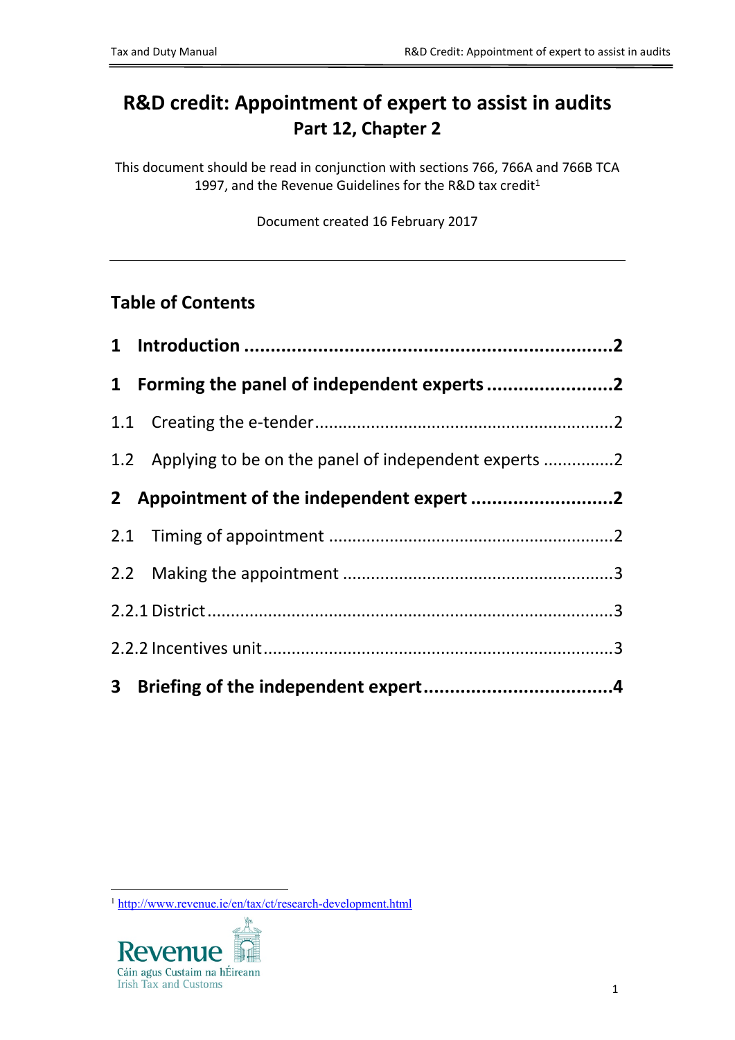# R&D credit: Appointment of expert to assist in audits

## Part 12, Chapter 2

This document should be read in conjunction with sections 766, 766A and 766B TCA 1997, and the Revenue Guidelines for the R&D tax credit[1]

Document created 16 February 2017

---

## Table of Contents

**1 Introduction ........................................................................ 2**

**1 Forming the panel of independent experts ........................ 2**

1.1 Creating the e-tender ........................................................ 2

1.2 Applying to be on the panel of independent experts .............. 2

**2 Appointment of the independent expert ........................... 2**

2.1 Timing of appointment ...................................................... 2

2.2 Making the appointment .................................................... 3

2.2.1 District ......................................................................... 3

2.2.2 Incentives unit ............................................................... 3

**3 Briefing of the independent expert .................................... 4**

---

[1] http://www.revenue.ie/en/tax/ct/research-development.html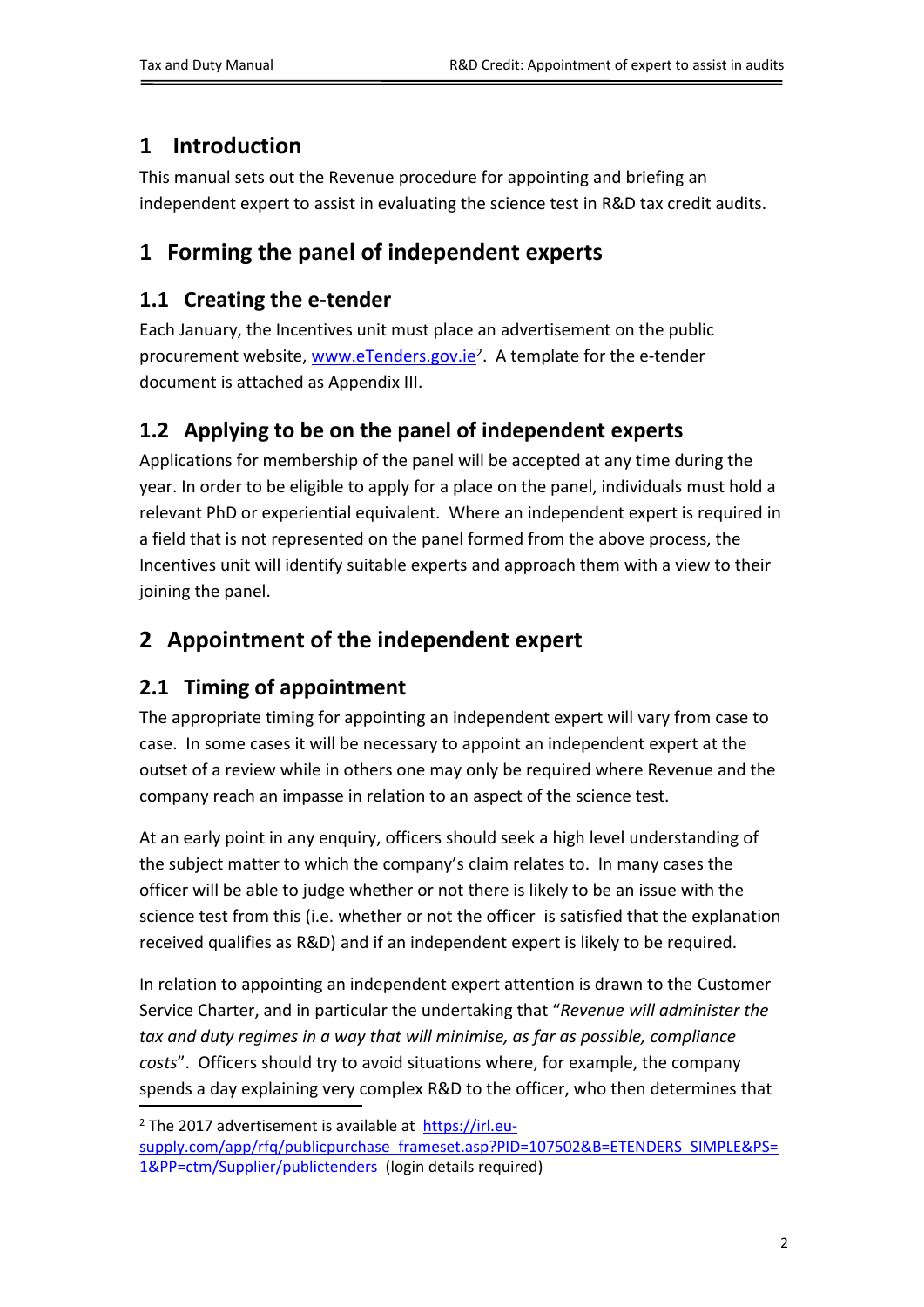# 1 Introduction

This manual sets out the Revenue procedure for appointing and briefing an independent expert to assist in evaluating the science test in R&D tax credit audits.

# 1 Forming the panel of independent experts

## 1.1 Creating the e-tender

Each January, the Incentives unit must place an advertisement on the public procurement website, www.eTenders.gov.ie[2]. A template for the e-tender document is attached as Appendix III.

## 1.2 Applying to be on the panel of independent experts

Applications for membership of the panel will be accepted at any time during the year. In order to be eligible to apply for a place on the panel, individuals must hold a relevant PhD or experiential equivalent. Where an independent expert is required in a field that is not represented on the panel formed from the above process, the Incentives unit will identify suitable experts and approach them with a view to their joining the panel.

# 2 Appointment of the independent expert

## 2.1 Timing of appointment

The appropriate timing for appointing an independent expert will vary from case to case. In some cases it will be necessary to appoint an independent expert at the outset of a review while in others one may only be required where Revenue and the company reach an impasse in relation to an aspect of the science test.

At an early point in any enquiry, officers should seek a high level understanding of the subject matter to which the company's claim relates to. In many cases the officer will be able to judge whether or not there is likely to be an issue with the science test from this (i.e. whether or not the officer is satisfied that the explanation received qualifies as R&D) and if an independent expert is likely to be required.

In relation to appointing an independent expert attention is drawn to the Customer Service Charter, and in particular the undertaking that "*Revenue will administer the tax and duty regimes in a way that will minimise, as far as possible, compliance costs*". Officers should try to avoid situations where, for example, the company spends a day explaining very complex R&D to the officer, who then determines that

---

[2] The 2017 advertisement is available at https://irl.eu-supply.com/app/rfq/publicpurchase_frameset.asp?PID=107502&B=ETENDERS_SIMPLE&PS=1&PP=ctm/Supplier/publictenders (login details required)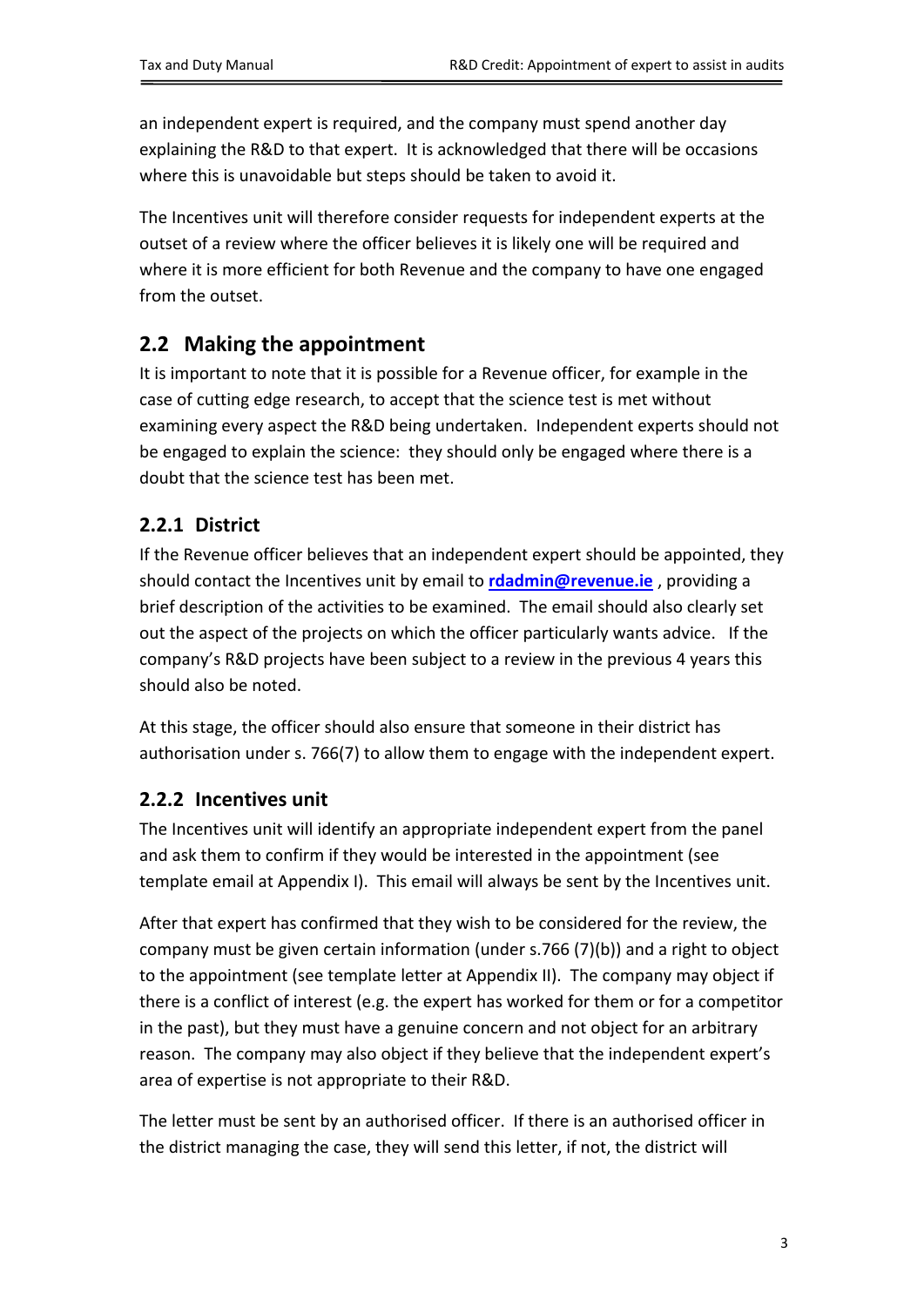an independent expert is required, and the company must spend another day explaining the R&D to that expert. It is acknowledged that there will be occasions where this is unavoidable but steps should be taken to avoid it.

The Incentives unit will therefore consider requests for independent experts at the outset of a review where the officer believes it is likely one will be required and where it is more efficient for both Revenue and the company to have one engaged from the outset.

## 2.2 Making the appointment

It is important to note that it is possible for a Revenue officer, for example in the case of cutting edge research, to accept that the science test is met without examining every aspect the R&D being undertaken. Independent experts should not be engaged to explain the science: they should only be engaged where there is a doubt that the science test has been met.

### 2.2.1 District

If the Revenue officer believes that an independent expert should be appointed, they should contact the Incentives unit by email to **rdadmin@revenue.ie** , providing a brief description of the activities to be examined. The email should also clearly set out the aspect of the projects on which the officer particularly wants advice. If the company's R&D projects have been subject to a review in the previous 4 years this should also be noted.

At this stage, the officer should also ensure that someone in their district has authorisation under s. 766(7) to allow them to engage with the independent expert.

### 2.2.2 Incentives unit

The Incentives unit will identify an appropriate independent expert from the panel and ask them to confirm if they would be interested in the appointment (see template email at Appendix I). This email will always be sent by the Incentives unit.

After that expert has confirmed that they wish to be considered for the review, the company must be given certain information (under s.766 (7)(b)) and a right to object to the appointment (see template letter at Appendix II). The company may object if there is a conflict of interest (e.g. the expert has worked for them or for a competitor in the past), but they must have a genuine concern and not object for an arbitrary reason. The company may also object if they believe that the independent expert's area of expertise is not appropriate to their R&D.

The letter must be sent by an authorised officer. If there is an authorised officer in the district managing the case, they will send this letter, if not, the district will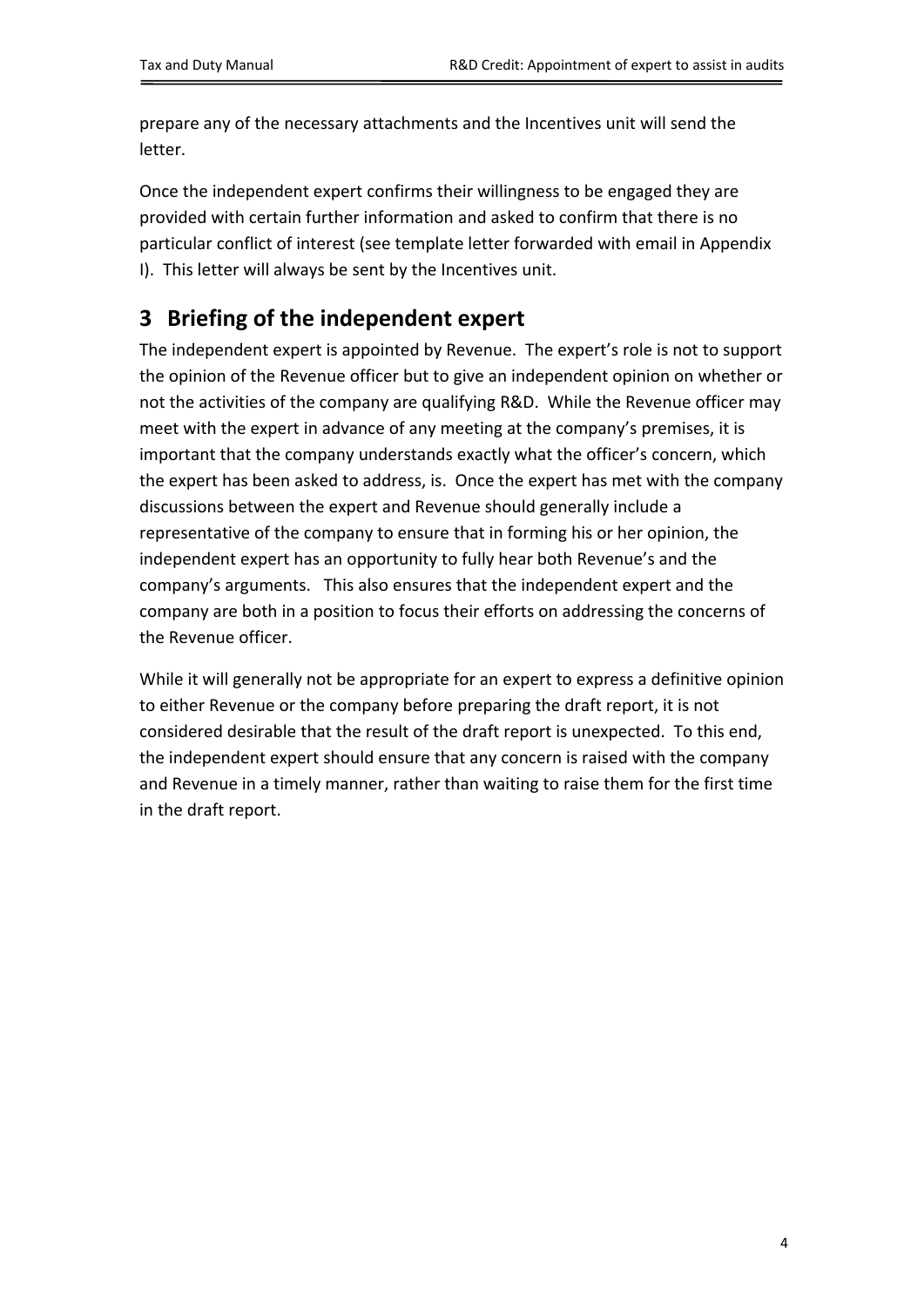prepare any of the necessary attachments and the Incentives unit will send the letter.

Once the independent expert confirms their willingness to be engaged they are provided with certain further information and asked to confirm that there is no particular conflict of interest (see template letter forwarded with email in Appendix I). This letter will always be sent by the Incentives unit.

# 3 Briefing of the independent expert

The independent expert is appointed by Revenue. The expert's role is not to support the opinion of the Revenue officer but to give an independent opinion on whether or not the activities of the company are qualifying R&D. While the Revenue officer may meet with the expert in advance of any meeting at the company's premises, it is important that the company understands exactly what the officer's concern, which the expert has been asked to address, is. Once the expert has met with the company discussions between the expert and Revenue should generally include a representative of the company to ensure that in forming his or her opinion, the independent expert has an opportunity to fully hear both Revenue's and the company's arguments. This also ensures that the independent expert and the company are both in a position to focus their efforts on addressing the concerns of the Revenue officer.

While it will generally not be appropriate for an expert to express a definitive opinion to either Revenue or the company before preparing the draft report, it is not considered desirable that the result of the draft report is unexpected. To this end, the independent expert should ensure that any concern is raised with the company and Revenue in a timely manner, rather than waiting to raise them for the first time in the draft report.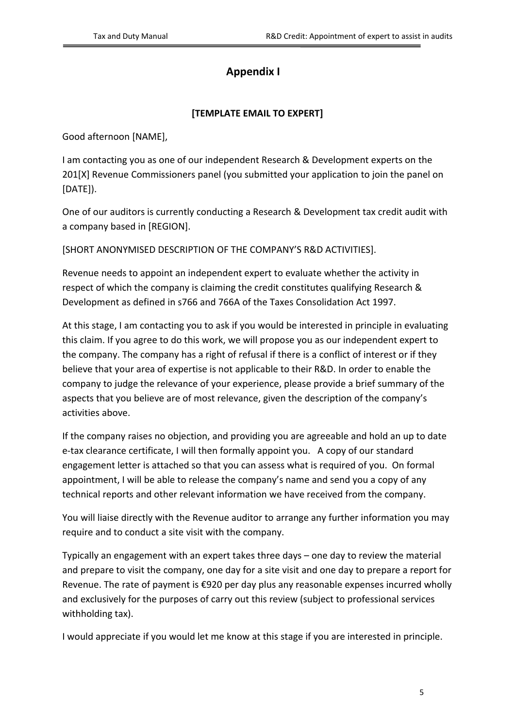# Appendix I

**[TEMPLATE EMAIL TO EXPERT]**

Good afternoon [NAME],

I am contacting you as one of our independent Research & Development experts on the 201[X] Revenue Commissioners panel (you submitted your application to join the panel on [DATE]).

One of our auditors is currently conducting a Research & Development tax credit audit with a company based in [REGION].

[SHORT ANONYMISED DESCRIPTION OF THE COMPANY'S R&D ACTIVITIES].

Revenue needs to appoint an independent expert to evaluate whether the activity in respect of which the company is claiming the credit constitutes qualifying Research & Development as defined in s766 and 766A of the Taxes Consolidation Act 1997.

At this stage, I am contacting you to ask if you would be interested in principle in evaluating this claim. If you agree to do this work, we will propose you as our independent expert to the company. The company has a right of refusal if there is a conflict of interest or if they believe that your area of expertise is not applicable to their R&D. In order to enable the company to judge the relevance of your experience, please provide a brief summary of the aspects that you believe are of most relevance, given the description of the company's activities above.

If the company raises no objection, and providing you are agreeable and hold an up to date e-tax clearance certificate, I will then formally appoint you. A copy of our standard engagement letter is attached so that you can assess what is required of you. On formal appointment, I will be able to release the company's name and send you a copy of any technical reports and other relevant information we have received from the company.

You will liaise directly with the Revenue auditor to arrange any further information you may require and to conduct a site visit with the company.

Typically an engagement with an expert takes three days – one day to review the material and prepare to visit the company, one day for a site visit and one day to prepare a report for Revenue. The rate of payment is €920 per day plus any reasonable expenses incurred wholly and exclusively for the purposes of carry out this review (subject to professional services withholding tax).

I would appreciate if you would let me know at this stage if you are interested in principle.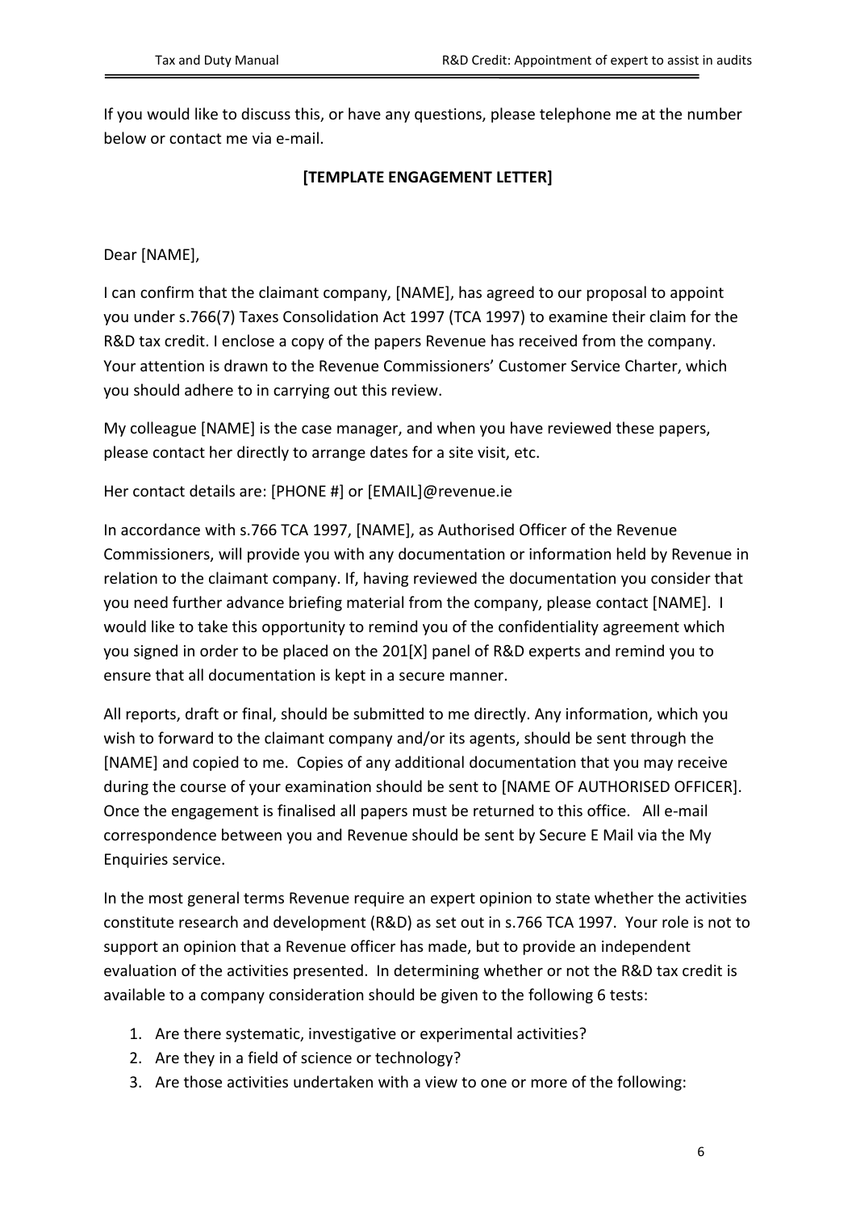If you would like to discuss this, or have any questions, please telephone me at the number below or contact me via e-mail.

**[TEMPLATE ENGAGEMENT LETTER]**

Dear [NAME],

I can confirm that the claimant company, [NAME], has agreed to our proposal to appoint you under s.766(7) Taxes Consolidation Act 1997 (TCA 1997) to examine their claim for the R&D tax credit. I enclose a copy of the papers Revenue has received from the company. Your attention is drawn to the Revenue Commissioners' Customer Service Charter, which you should adhere to in carrying out this review.

My colleague [NAME] is the case manager, and when you have reviewed these papers, please contact her directly to arrange dates for a site visit, etc.

Her contact details are: [PHONE #] or [EMAIL]@revenue.ie

In accordance with s.766 TCA 1997, [NAME], as Authorised Officer of the Revenue Commissioners, will provide you with any documentation or information held by Revenue in relation to the claimant company. If, having reviewed the documentation you consider that you need further advance briefing material from the company, please contact [NAME]. I would like to take this opportunity to remind you of the confidentiality agreement which you signed in order to be placed on the 201[X] panel of R&D experts and remind you to ensure that all documentation is kept in a secure manner.

All reports, draft or final, should be submitted to me directly. Any information, which you wish to forward to the claimant company and/or its agents, should be sent through the [NAME] and copied to me. Copies of any additional documentation that you may receive during the course of your examination should be sent to [NAME OF AUTHORISED OFFICER]. Once the engagement is finalised all papers must be returned to this office. All e-mail correspondence between you and Revenue should be sent by Secure E Mail via the My Enquiries service.

In the most general terms Revenue require an expert opinion to state whether the activities constitute research and development (R&D) as set out in s.766 TCA 1997. Your role is not to support an opinion that a Revenue officer has made, but to provide an independent evaluation of the activities presented. In determining whether or not the R&D tax credit is available to a company consideration should be given to the following 6 tests:

1. Are there systematic, investigative or experimental activities?
2. Are they in a field of science or technology?
3. Are those activities undertaken with a view to one or more of the following: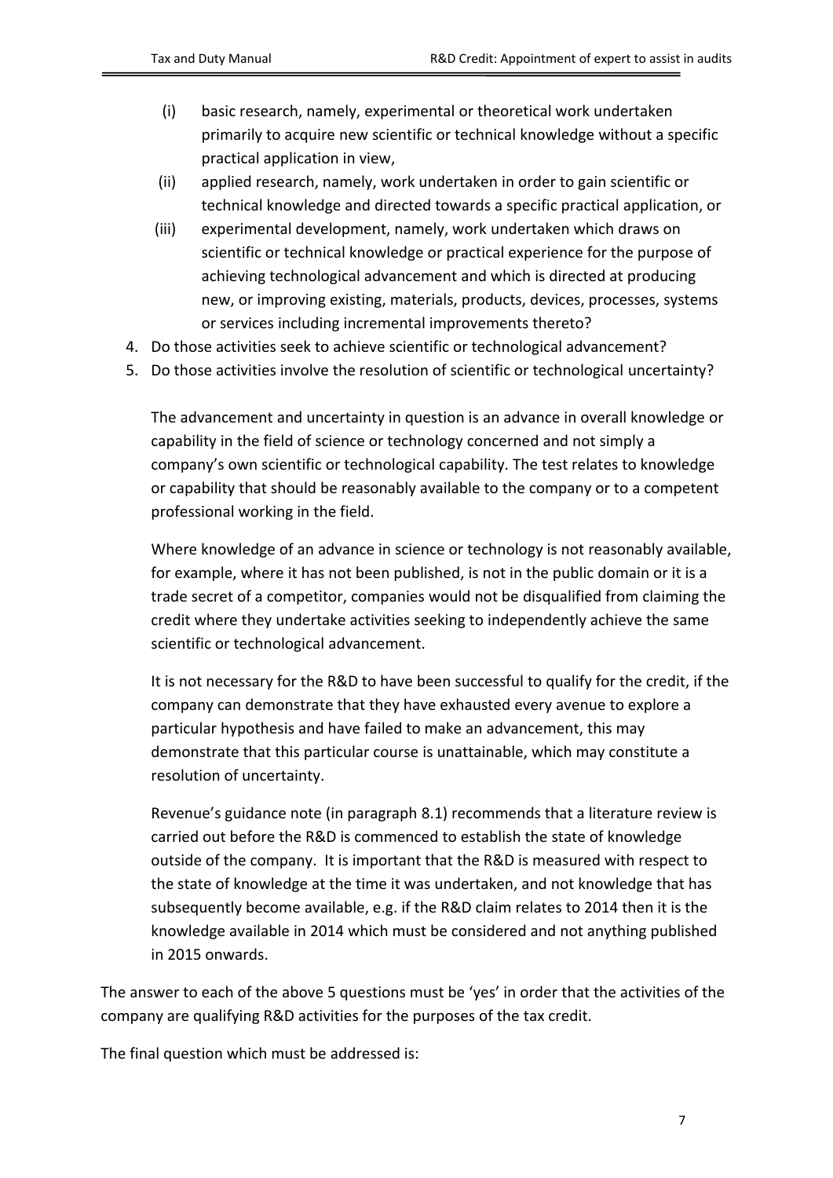(i) basic research, namely, experimental or theoretical work undertaken primarily to acquire new scientific or technical knowledge without a specific practical application in view,

(ii) applied research, namely, work undertaken in order to gain scientific or technical knowledge and directed towards a specific practical application, or

(iii) experimental development, namely, work undertaken which draws on scientific or technical knowledge or practical experience for the purpose of achieving technological advancement and which is directed at producing new, or improving existing, materials, products, devices, processes, systems or services including incremental improvements thereto?

4. Do those activities seek to achieve scientific or technological advancement?
5. Do those activities involve the resolution of scientific or technological uncertainty?

   The advancement and uncertainty in question is an advance in overall knowledge or capability in the field of science or technology concerned and not simply a company's own scientific or technological capability. The test relates to knowledge or capability that should be reasonably available to the company or to a competent professional working in the field.

   Where knowledge of an advance in science or technology is not reasonably available, for example, where it has not been published, is not in the public domain or it is a trade secret of a competitor, companies would not be disqualified from claiming the credit where they undertake activities seeking to independently achieve the same scientific or technological advancement.

   It is not necessary for the R&D to have been successful to qualify for the credit, if the company can demonstrate that they have exhausted every avenue to explore a particular hypothesis and have failed to make an advancement, this may demonstrate that this particular course is unattainable, which may constitute a resolution of uncertainty.

   Revenue's guidance note (in paragraph 8.1) recommends that a literature review is carried out before the R&D is commenced to establish the state of knowledge outside of the company. It is important that the R&D is measured with respect to the state of knowledge at the time it was undertaken, and not knowledge that has subsequently become available, e.g. if the R&D claim relates to 2014 then it is the knowledge available in 2014 which must be considered and not anything published in 2015 onwards.

The answer to each of the above 5 questions must be 'yes' in order that the activities of the company are qualifying R&D activities for the purposes of the tax credit.

The final question which must be addressed is: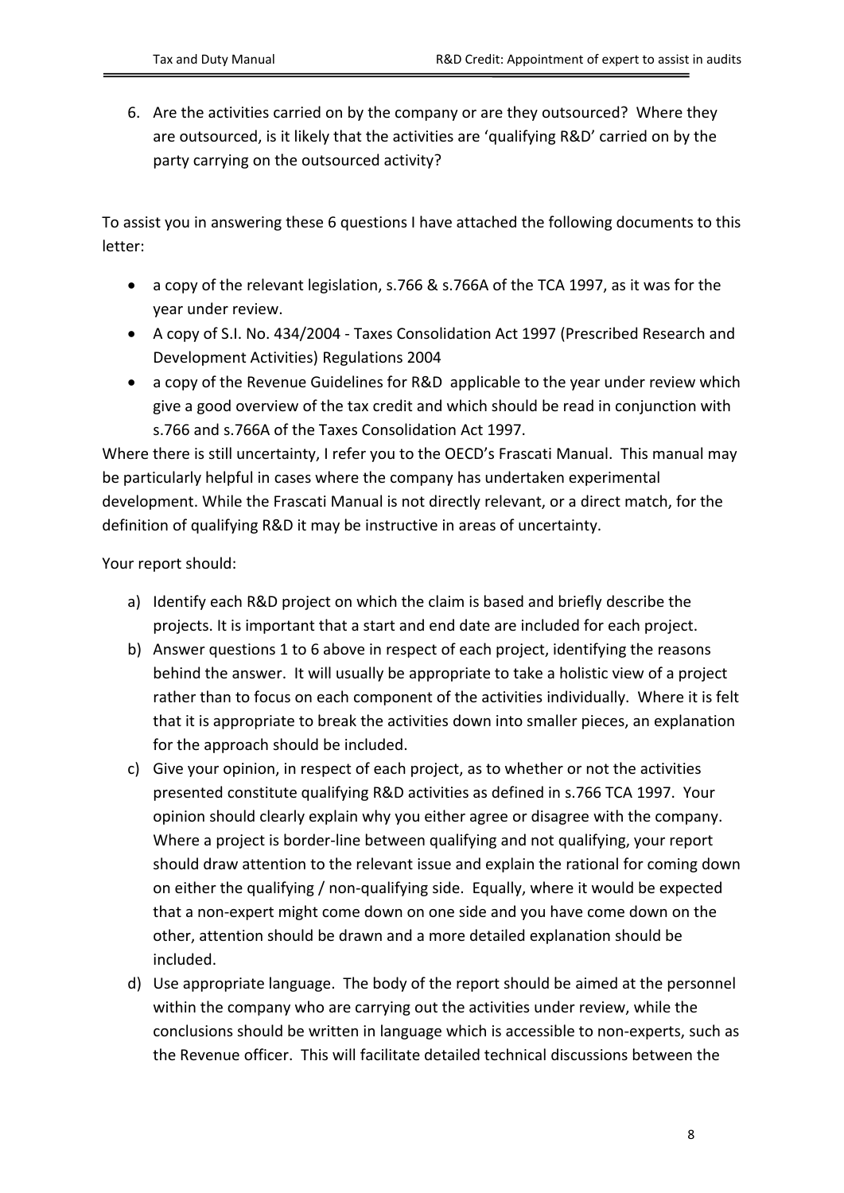6. Are the activities carried on by the company or are they outsourced? Where they are outsourced, is it likely that the activities are 'qualifying R&D' carried on by the party carrying on the outsourced activity?

To assist you in answering these 6 questions I have attached the following documents to this letter:

- a copy of the relevant legislation, s.766 & s.766A of the TCA 1997, as it was for the year under review.
- A copy of S.I. No. 434/2004 - Taxes Consolidation Act 1997 (Prescribed Research and Development Activities) Regulations 2004
- a copy of the Revenue Guidelines for R&D applicable to the year under review which give a good overview of the tax credit and which should be read in conjunction with s.766 and s.766A of the Taxes Consolidation Act 1997.

Where there is still uncertainty, I refer you to the OECD's Frascati Manual. This manual may be particularly helpful in cases where the company has undertaken experimental development. While the Frascati Manual is not directly relevant, or a direct match, for the definition of qualifying R&D it may be instructive in areas of uncertainty.

Your report should:

a) Identify each R&D project on which the claim is based and briefly describe the projects. It is important that a start and end date are included for each project.
b) Answer questions 1 to 6 above in respect of each project, identifying the reasons behind the answer. It will usually be appropriate to take a holistic view of a project rather than to focus on each component of the activities individually. Where it is felt that it is appropriate to break the activities down into smaller pieces, an explanation for the approach should be included.
c) Give your opinion, in respect of each project, as to whether or not the activities presented constitute qualifying R&D activities as defined in s.766 TCA 1997. Your opinion should clearly explain why you either agree or disagree with the company. Where a project is border-line between qualifying and not qualifying, your report should draw attention to the relevant issue and explain the rational for coming down on either the qualifying / non-qualifying side. Equally, where it would be expected that a non-expert might come down on one side and you have come down on the other, attention should be drawn and a more detailed explanation should be included.
d) Use appropriate language. The body of the report should be aimed at the personnel within the company who are carrying out the activities under review, while the conclusions should be written in language which is accessible to non-experts, such as the Revenue officer. This will facilitate detailed technical discussions between the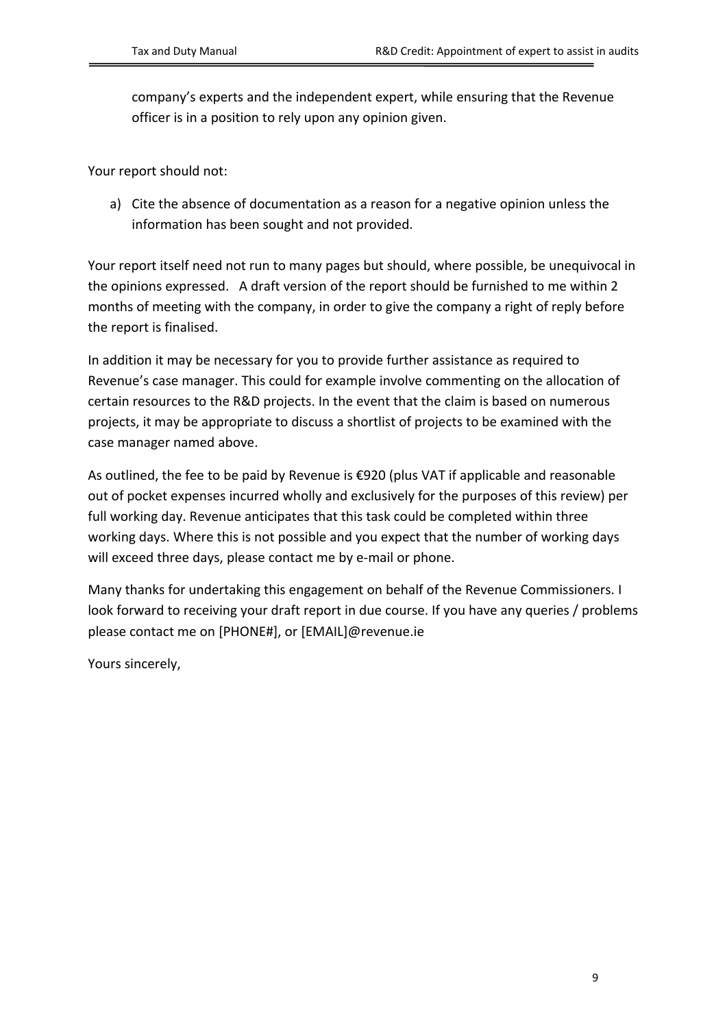company's experts and the independent expert, while ensuring that the Revenue officer is in a position to rely upon any opinion given.

Your report should not:

a) Cite the absence of documentation as a reason for a negative opinion unless the information has been sought and not provided.

Your report itself need not run to many pages but should, where possible, be unequivocal in the opinions expressed. A draft version of the report should be furnished to me within 2 months of meeting with the company, in order to give the company a right of reply before the report is finalised.

In addition it may be necessary for you to provide further assistance as required to Revenue's case manager. This could for example involve commenting on the allocation of certain resources to the R&D projects. In the event that the claim is based on numerous projects, it may be appropriate to discuss a shortlist of projects to be examined with the case manager named above.

As outlined, the fee to be paid by Revenue is €920 (plus VAT if applicable and reasonable out of pocket expenses incurred wholly and exclusively for the purposes of this review) per full working day. Revenue anticipates that this task could be completed within three working days. Where this is not possible and you expect that the number of working days will exceed three days, please contact me by e-mail or phone.

Many thanks for undertaking this engagement on behalf of the Revenue Commissioners. I look forward to receiving your draft report in due course. If you have any queries / problems please contact me on [PHONE#], or [EMAIL]@revenue.ie

Yours sincerely,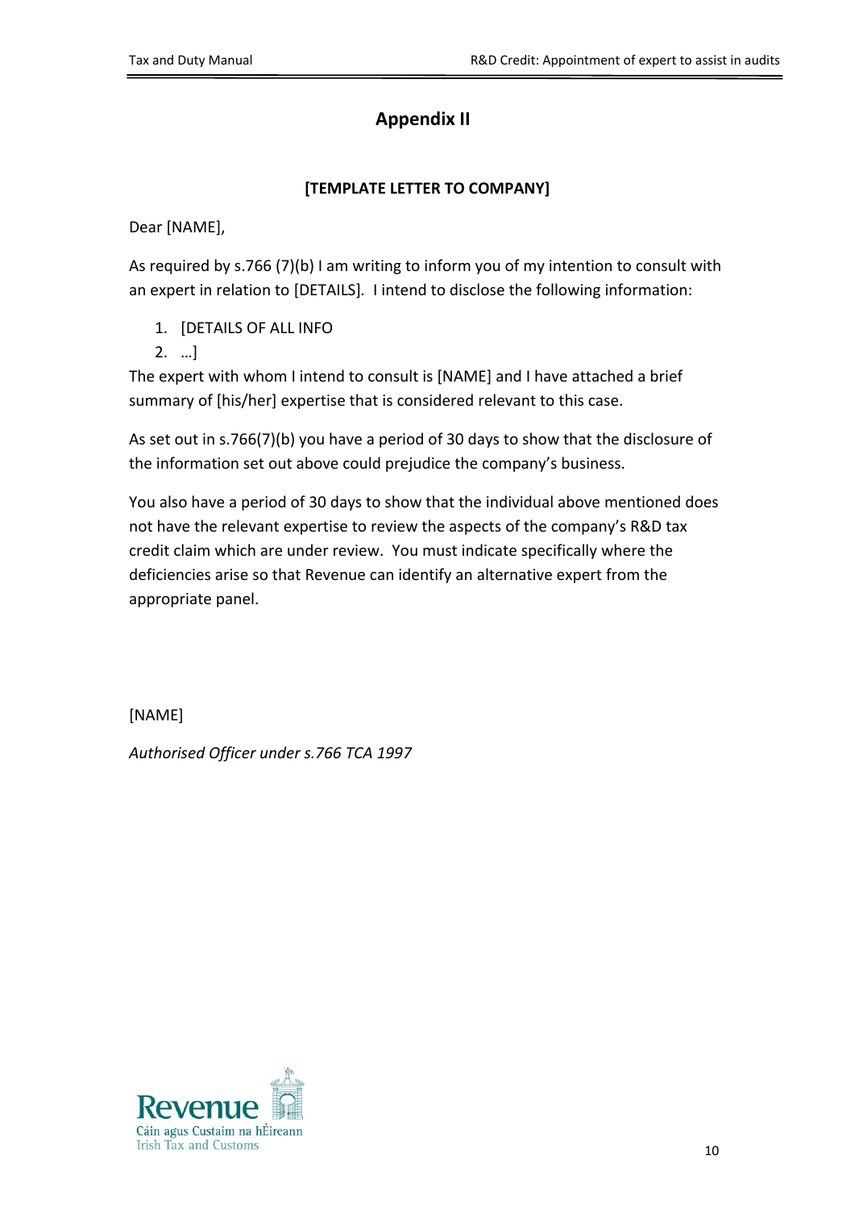# Appendix II

**[TEMPLATE LETTER TO COMPANY]**

Dear [NAME],

As required by s.766 (7)(b) I am writing to inform you of my intention to consult with an expert in relation to [DETAILS]. I intend to disclose the following information:

1. [DETAILS OF ALL INFO
2. …]

The expert with whom I intend to consult is [NAME] and I have attached a brief summary of [his/her] expertise that is considered relevant to this case.

As set out in s.766(7)(b) you have a period of 30 days to show that the disclosure of the information set out above could prejudice the company's business.

You also have a period of 30 days to show that the individual above mentioned does not have the relevant expertise to review the aspects of the company's R&D tax credit claim which are under review. You must indicate specifically where the deficiencies arise so that Revenue can identify an alternative expert from the appropriate panel.

[NAME]

*Authorised Officer under s.766 TCA 1997*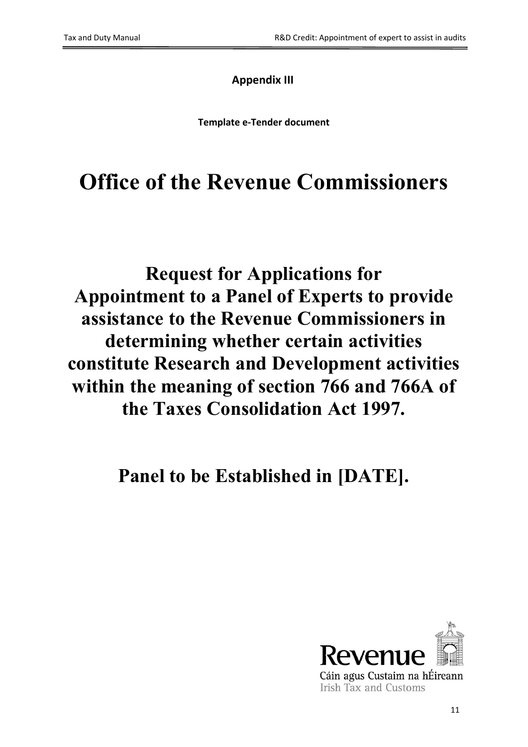**Appendix III**

**Template e-Tender document**

# Office of the Revenue Commissioners

# Request for Applications for Appointment to a Panel of Experts to provide assistance to the Revenue Commissioners in determining whether certain activities constitute Research and Development activities within the meaning of section 766 and 766A of the Taxes Consolidation Act 1997.

# Panel to be Established in [DATE].

Revenue

Cáin agus Custaim na hÉireann

Irish Tax and Customs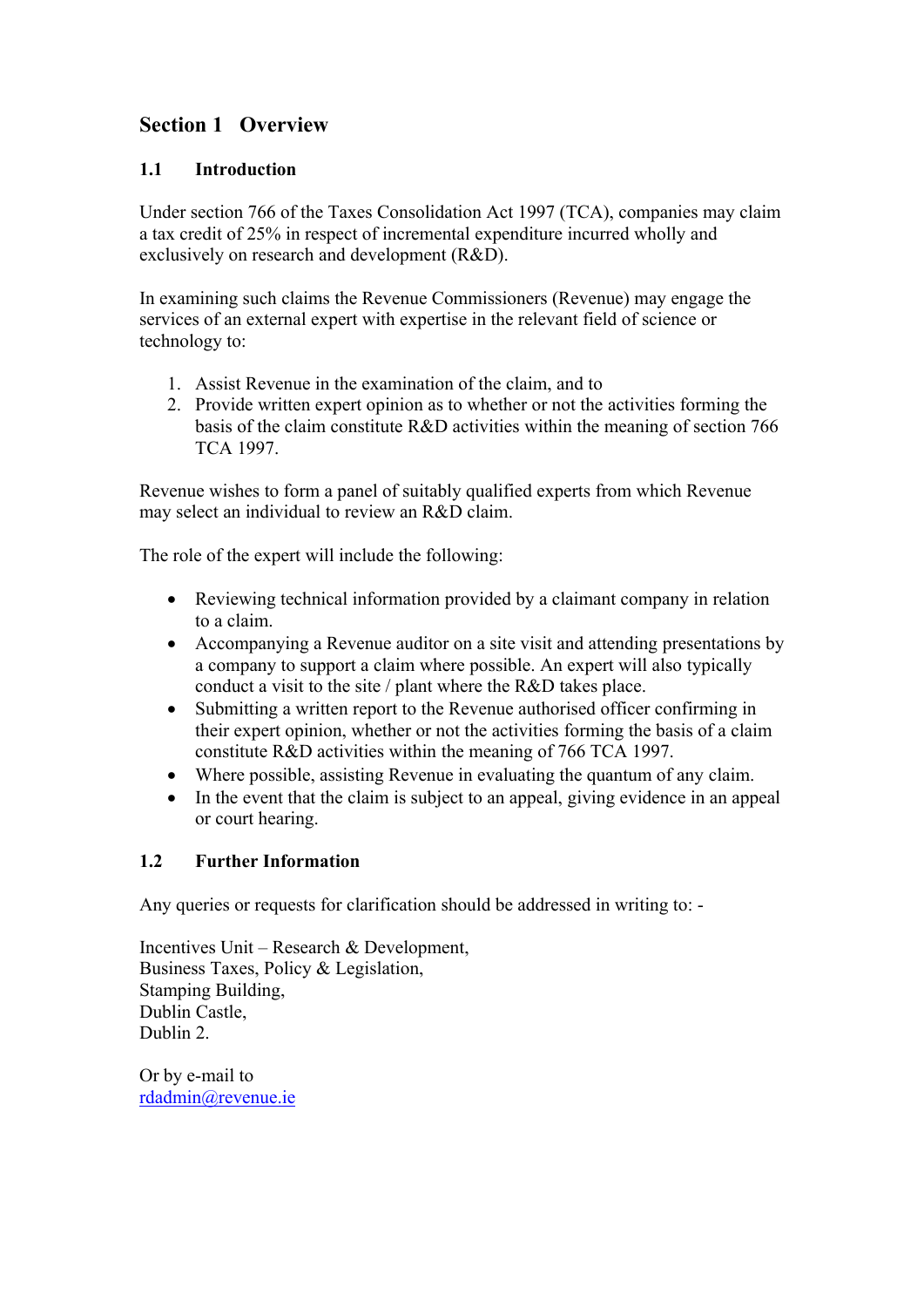## Section 1 Overview

### 1.1 Introduction

Under section 766 of the Taxes Consolidation Act 1997 (TCA), companies may claim a tax credit of 25% in respect of incremental expenditure incurred wholly and exclusively on research and development (R&D).

In examining such claims the Revenue Commissioners (Revenue) may engage the services of an external expert with expertise in the relevant field of science or technology to:

1. Assist Revenue in the examination of the claim, and to
2. Provide written expert opinion as to whether or not the activities forming the basis of the claim constitute R&D activities within the meaning of section 766 TCA 1997.

Revenue wishes to form a panel of suitably qualified experts from which Revenue may select an individual to review an R&D claim.

The role of the expert will include the following:

- Reviewing technical information provided by a claimant company in relation to a claim.
- Accompanying a Revenue auditor on a site visit and attending presentations by a company to support a claim where possible. An expert will also typically conduct a visit to the site / plant where the R&D takes place.
- Submitting a written report to the Revenue authorised officer confirming in their expert opinion, whether or not the activities forming the basis of a claim constitute R&D activities within the meaning of 766 TCA 1997.
- Where possible, assisting Revenue in evaluating the quantum of any claim.
- In the event that the claim is subject to an appeal, giving evidence in an appeal or court hearing.

### 1.2 Further Information

Any queries or requests for clarification should be addressed in writing to: -

Incentives Unit – Research & Development,
Business Taxes, Policy & Legislation,
Stamping Building,
Dublin Castle,
Dublin 2.

Or by e-mail to
rdadmin@revenue.ie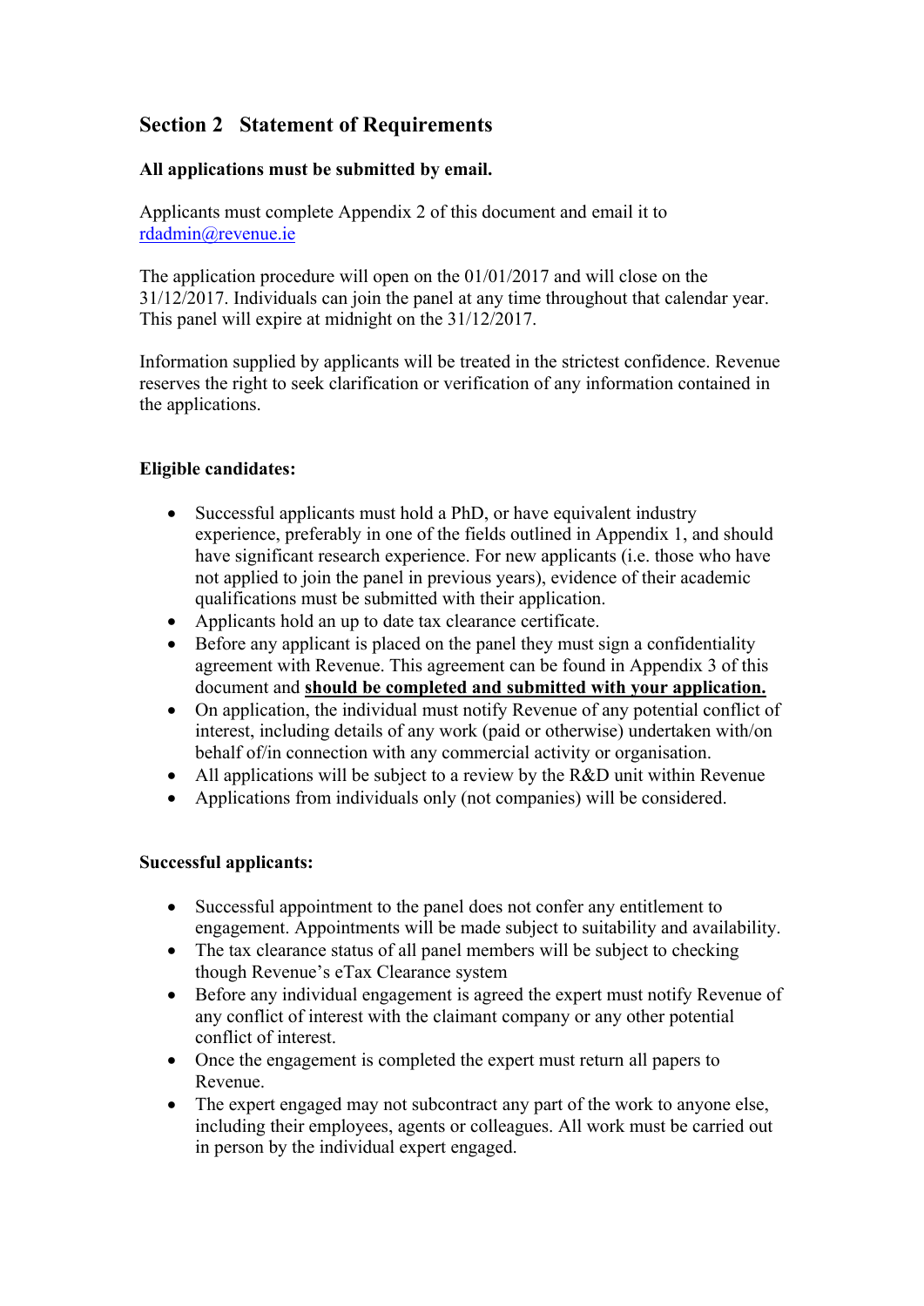## Section 2 Statement of Requirements

**All applications must be submitted by email.**

Applicants must complete Appendix 2 of this document and email it to rdadmin@revenue.ie

The application procedure will open on the 01/01/2017 and will close on the 31/12/2017. Individuals can join the panel at any time throughout that calendar year. This panel will expire at midnight on the 31/12/2017.

Information supplied by applicants will be treated in the strictest confidence. Revenue reserves the right to seek clarification or verification of any information contained in the applications.

**Eligible candidates:**

- Successful applicants must hold a PhD, or have equivalent industry experience, preferably in one of the fields outlined in Appendix 1, and should have significant research experience. For new applicants (i.e. those who have not applied to join the panel in previous years), evidence of their academic qualifications must be submitted with their application.
- Applicants hold an up to date tax clearance certificate.
- Before any applicant is placed on the panel they must sign a confidentiality agreement with Revenue. This agreement can be found in Appendix 3 of this document and **should be completed and submitted with your application.**
- On application, the individual must notify Revenue of any potential conflict of interest, including details of any work (paid or otherwise) undertaken with/on behalf of/in connection with any commercial activity or organisation.
- All applications will be subject to a review by the R&D unit within Revenue
- Applications from individuals only (not companies) will be considered.

**Successful applicants:**

- Successful appointment to the panel does not confer any entitlement to engagement. Appointments will be made subject to suitability and availability.
- The tax clearance status of all panel members will be subject to checking though Revenue's eTax Clearance system
- Before any individual engagement is agreed the expert must notify Revenue of any conflict of interest with the claimant company or any other potential conflict of interest.
- Once the engagement is completed the expert must return all papers to Revenue.
- The expert engaged may not subcontract any part of the work to anyone else, including their employees, agents or colleagues. All work must be carried out in person by the individual expert engaged.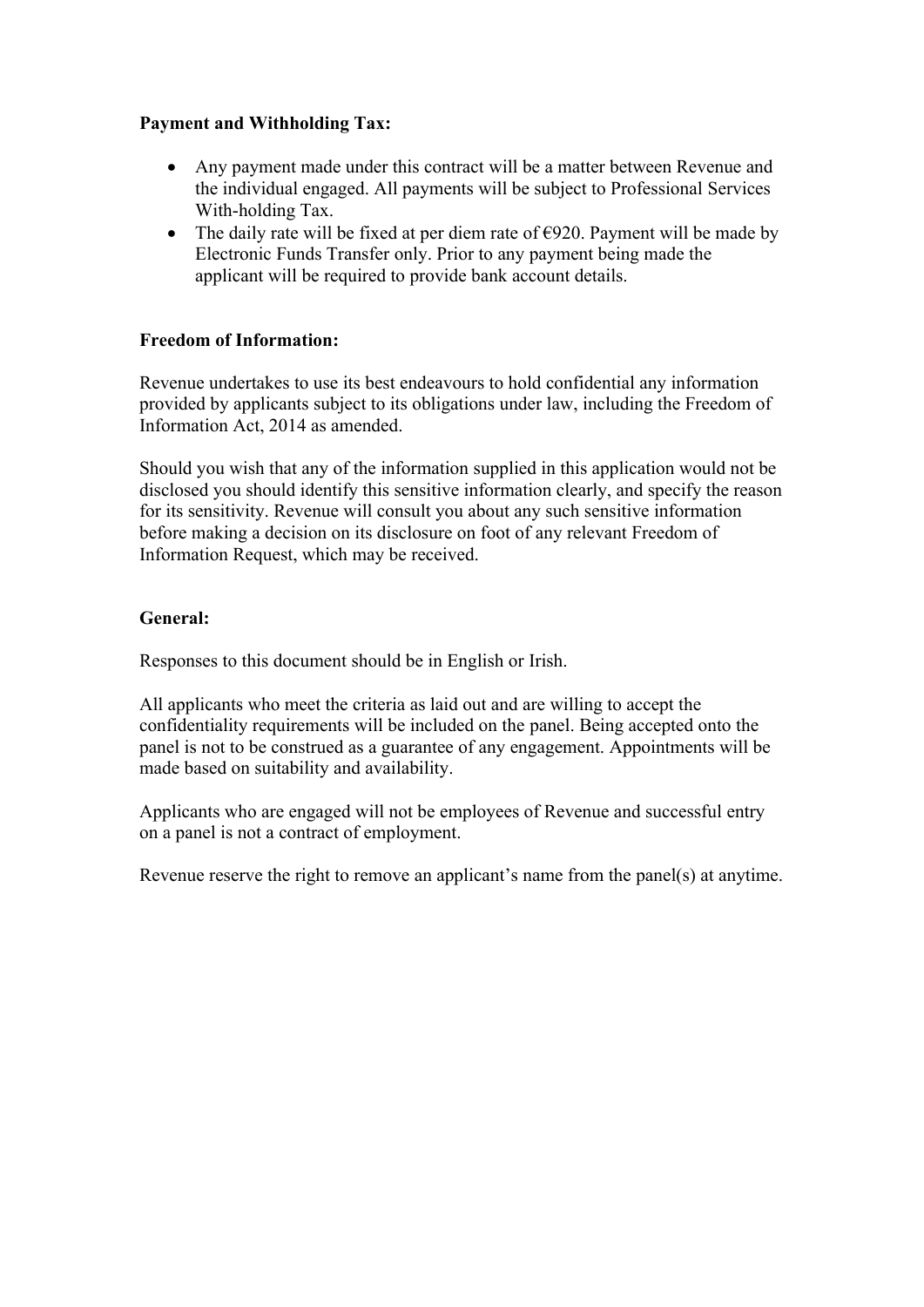**Payment and Withholding Tax:**

- Any payment made under this contract will be a matter between Revenue and the individual engaged. All payments will be subject to Professional Services With-holding Tax.
- The daily rate will be fixed at per diem rate of €920. Payment will be made by Electronic Funds Transfer only. Prior to any payment being made the applicant will be required to provide bank account details.

**Freedom of Information:**

Revenue undertakes to use its best endeavours to hold confidential any information provided by applicants subject to its obligations under law, including the Freedom of Information Act, 2014 as amended.

Should you wish that any of the information supplied in this application would not be disclosed you should identify this sensitive information clearly, and specify the reason for its sensitivity. Revenue will consult you about any such sensitive information before making a decision on its disclosure on foot of any relevant Freedom of Information Request, which may be received.

**General:**

Responses to this document should be in English or Irish.

All applicants who meet the criteria as laid out and are willing to accept the confidentiality requirements will be included on the panel. Being accepted onto the panel is not to be construed as a guarantee of any engagement. Appointments will be made based on suitability and availability.

Applicants who are engaged will not be employees of Revenue and successful entry on a panel is not a contract of employment.

Revenue reserve the right to remove an applicant's name from the panel(s) at anytime.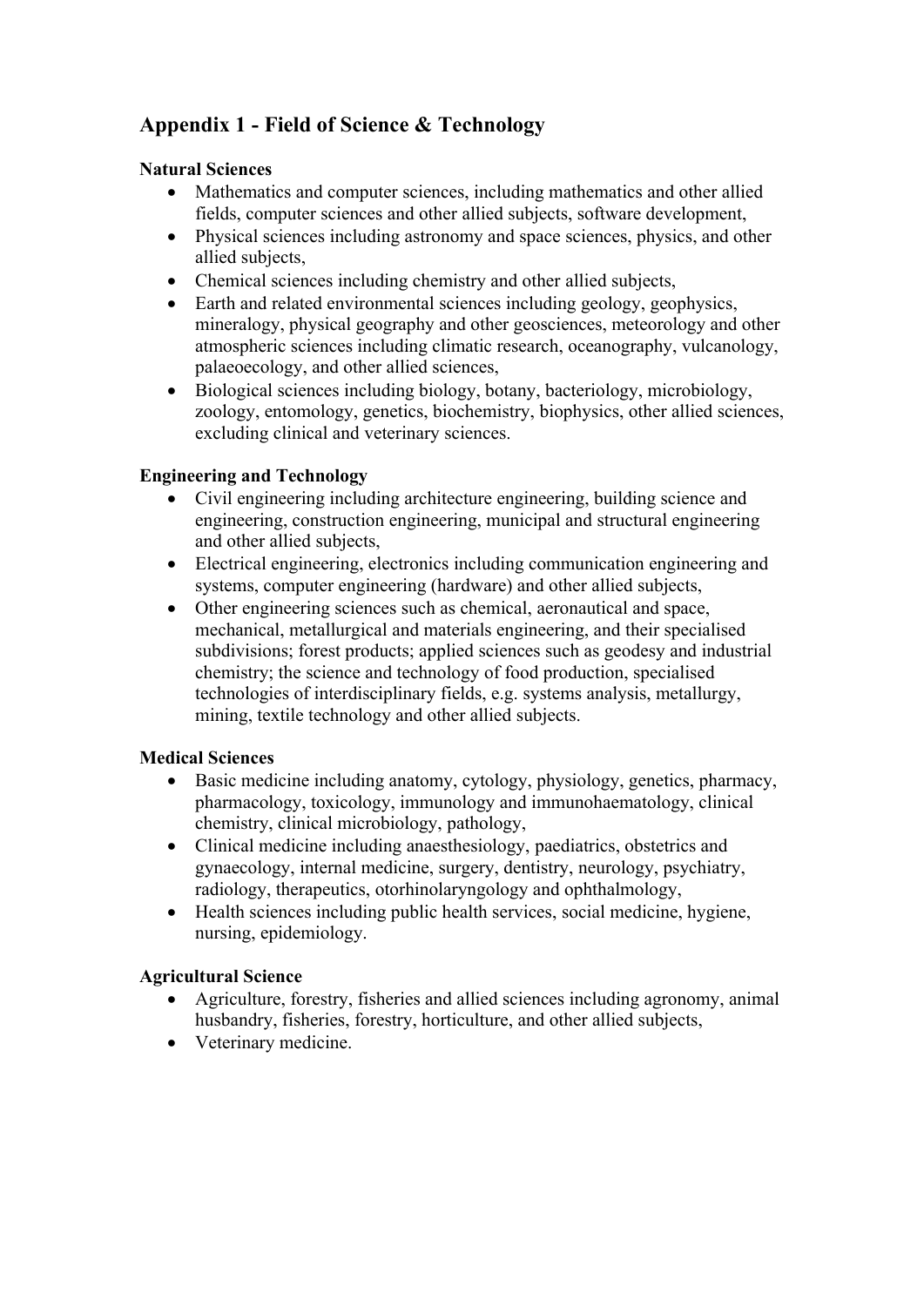## Appendix 1 - Field of Science & Technology

**Natural Sciences**

- Mathematics and computer sciences, including mathematics and other allied fields, computer sciences and other allied subjects, software development,
- Physical sciences including astronomy and space sciences, physics, and other allied subjects,
- Chemical sciences including chemistry and other allied subjects,
- Earth and related environmental sciences including geology, geophysics, mineralogy, physical geography and other geosciences, meteorology and other atmospheric sciences including climatic research, oceanography, vulcanology, palaeoecology, and other allied sciences,
- Biological sciences including biology, botany, bacteriology, microbiology, zoology, entomology, genetics, biochemistry, biophysics, other allied sciences, excluding clinical and veterinary sciences.

**Engineering and Technology**

- Civil engineering including architecture engineering, building science and engineering, construction engineering, municipal and structural engineering and other allied subjects,
- Electrical engineering, electronics including communication engineering and systems, computer engineering (hardware) and other allied subjects,
- Other engineering sciences such as chemical, aeronautical and space, mechanical, metallurgical and materials engineering, and their specialised subdivisions; forest products; applied sciences such as geodesy and industrial chemistry; the science and technology of food production, specialised technologies of interdisciplinary fields, e.g. systems analysis, metallurgy, mining, textile technology and other allied subjects.

**Medical Sciences**

- Basic medicine including anatomy, cytology, physiology, genetics, pharmacy, pharmacology, toxicology, immunology and immunohaematology, clinical chemistry, clinical microbiology, pathology,
- Clinical medicine including anaesthesiology, paediatrics, obstetrics and gynaecology, internal medicine, surgery, dentistry, neurology, psychiatry, radiology, therapeutics, otorhinolaryngology and ophthalmology,
- Health sciences including public health services, social medicine, hygiene, nursing, epidemiology.

**Agricultural Science**

- Agriculture, forestry, fisheries and allied sciences including agronomy, animal husbandry, fisheries, forestry, horticulture, and other allied subjects,
- Veterinary medicine.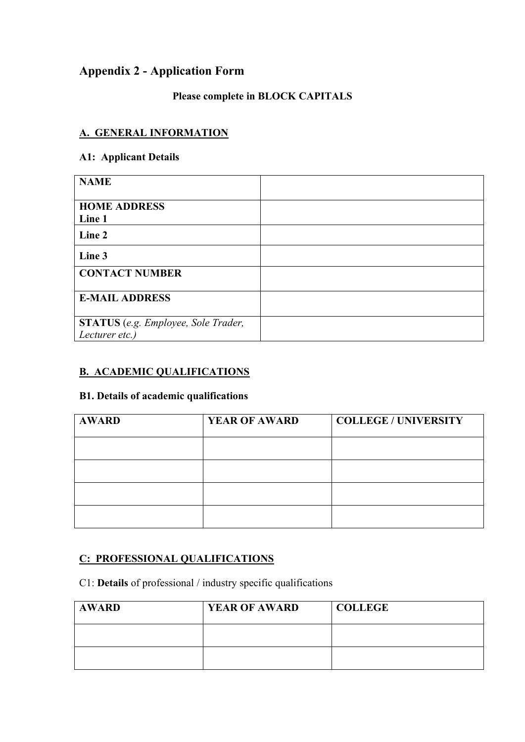## Appendix 2 - Application Form

**Please complete in BLOCK CAPITALS**

### A. GENERAL INFORMATION

**A1: Applicant Details**

| | |
|---|---|
| **NAME** | |
| **HOME ADDRESS**<br>**Line 1** | |
| **Line 2** | |
| **Line 3** | |
| **CONTACT NUMBER** | |
| **E-MAIL ADDRESS** | |
| **STATUS** (*e.g. Employee, Sole Trader, Lecturer etc.)* | |

### B. ACADEMIC QUALIFICATIONS

**B1. Details of academic qualifications**

| AWARD | YEAR OF AWARD | COLLEGE / UNIVERSITY |
|---|---|---|
| | | |
| | | |
| | | |
| | | |

### C: PROFESSIONAL QUALIFICATIONS

C1: **Details** of professional / industry specific qualifications

| AWARD | YEAR OF AWARD | COLLEGE |
|---|---|---|
| | | |
| | | |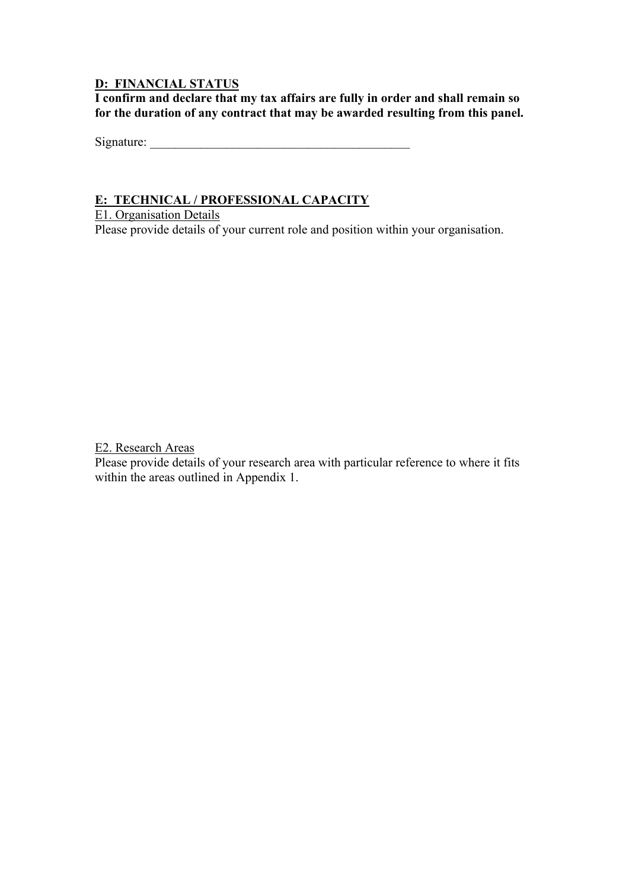## D: FINANCIAL STATUS

**I confirm and declare that my tax affairs are fully in order and shall remain so for the duration of any contract that may be awarded resulting from this panel.**

Signature: ___________________________________________

## E: TECHNICAL / PROFESSIONAL CAPACITY

E1. Organisation Details

Please provide details of your current role and position within your organisation.

E2. Research Areas

Please provide details of your research area with particular reference to where it fits within the areas outlined in Appendix 1.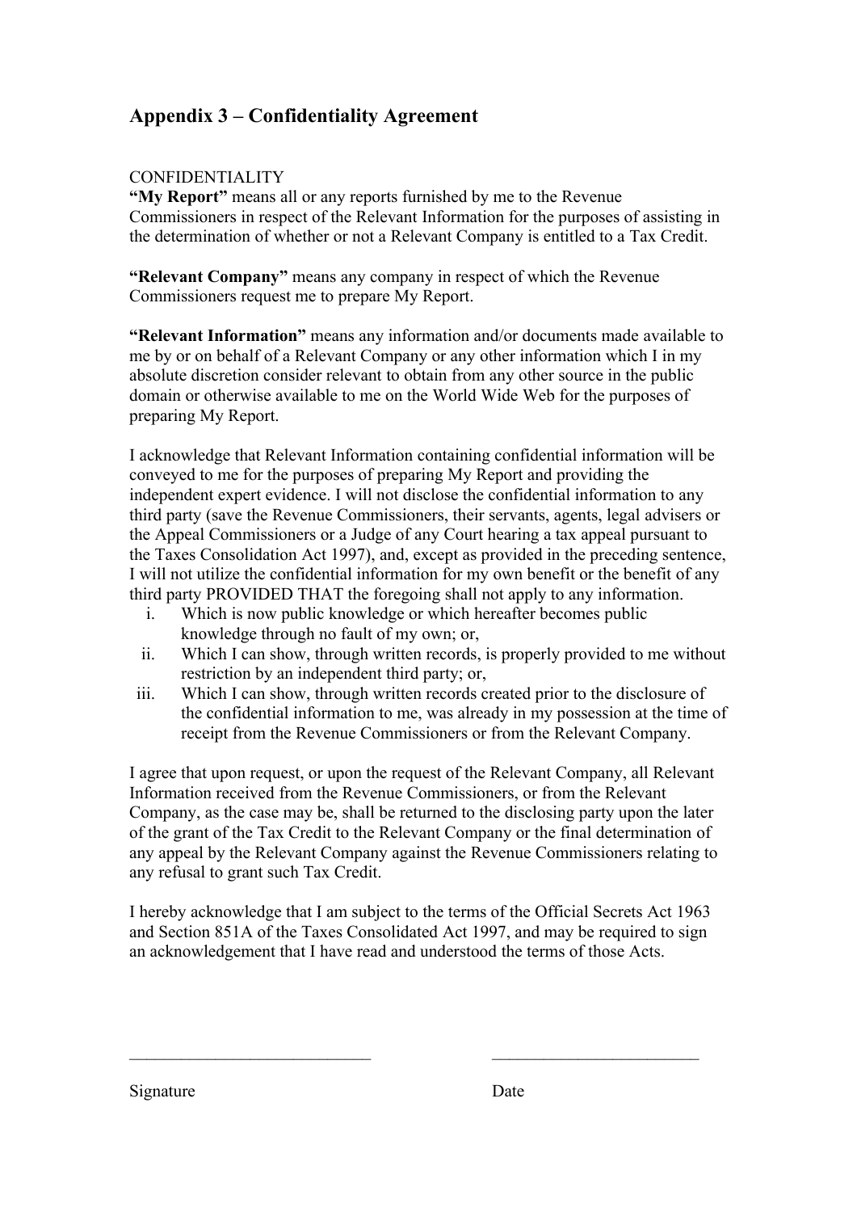## Appendix 3 – Confidentiality Agreement

CONFIDENTIALITY

**"My Report"** means all or any reports furnished by me to the Revenue Commissioners in respect of the Relevant Information for the purposes of assisting in the determination of whether or not a Relevant Company is entitled to a Tax Credit.

**"Relevant Company"** means any company in respect of which the Revenue Commissioners request me to prepare My Report.

**"Relevant Information"** means any information and/or documents made available to me by or on behalf of a Relevant Company or any other information which I in my absolute discretion consider relevant to obtain from any other source in the public domain or otherwise available to me on the World Wide Web for the purposes of preparing My Report.

I acknowledge that Relevant Information containing confidential information will be conveyed to me for the purposes of preparing My Report and providing the independent expert evidence. I will not disclose the confidential information to any third party (save the Revenue Commissioners, their servants, agents, legal advisers or the Appeal Commissioners or a Judge of any Court hearing a tax appeal pursuant to the Taxes Consolidation Act 1997), and, except as provided in the preceding sentence, I will not utilize the confidential information for my own benefit or the benefit of any third party PROVIDED THAT the foregoing shall not apply to any information.

i. Which is now public knowledge or which hereafter becomes public knowledge through no fault of my own; or,
ii. Which I can show, through written records, is properly provided to me without restriction by an independent third party; or,
iii. Which I can show, through written records created prior to the disclosure of the confidential information to me, was already in my possession at the time of receipt from the Revenue Commissioners or from the Relevant Company.

I agree that upon request, or upon the request of the Relevant Company, all Relevant Information received from the Revenue Commissioners, or from the Relevant Company, as the case may be, shall be returned to the disclosing party upon the later of the grant of the Tax Credit to the Relevant Company or the final determination of any appeal by the Relevant Company against the Revenue Commissioners relating to any refusal to grant such Tax Credit.

I hereby acknowledge that I am subject to the terms of the Official Secrets Act 1963 and Section 851A of the Taxes Consolidated Act 1997, and may be required to sign an acknowledgement that I have read and understood the terms of those Acts.

\_\_\_\_\_\_\_\_\_\_\_\_\_\_\_\_\_\_\_\_\_\_\_\_\_\_\_\_ \_\_\_\_\_\_\_\_\_\_\_\_\_\_\_\_\_\_\_\_\_\_\_\_

Signature Date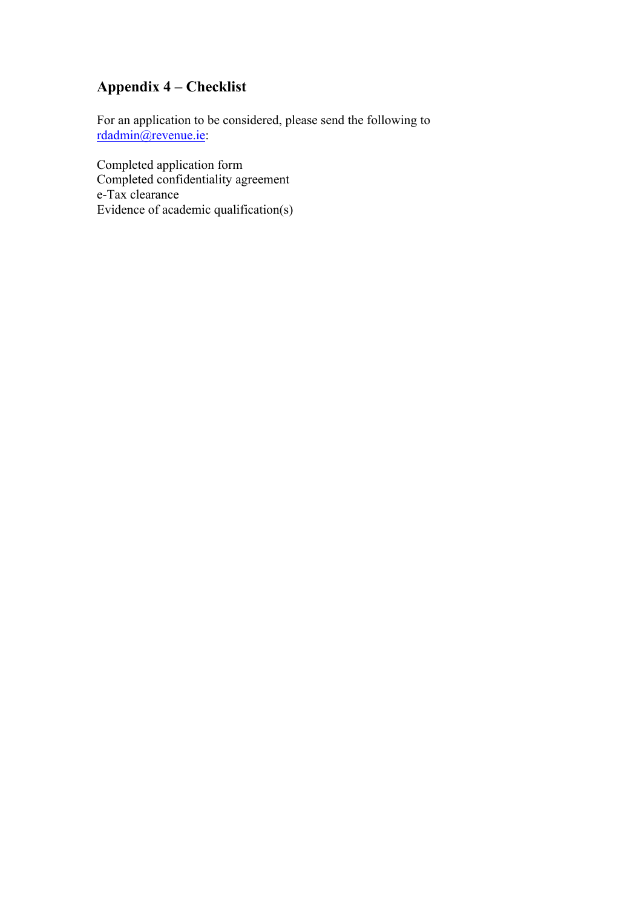## Appendix 4 – Checklist

For an application to be considered, please send the following to rdadmin@revenue.ie:

Completed application form
Completed confidentiality agreement
e-Tax clearance
Evidence of academic qualification(s)